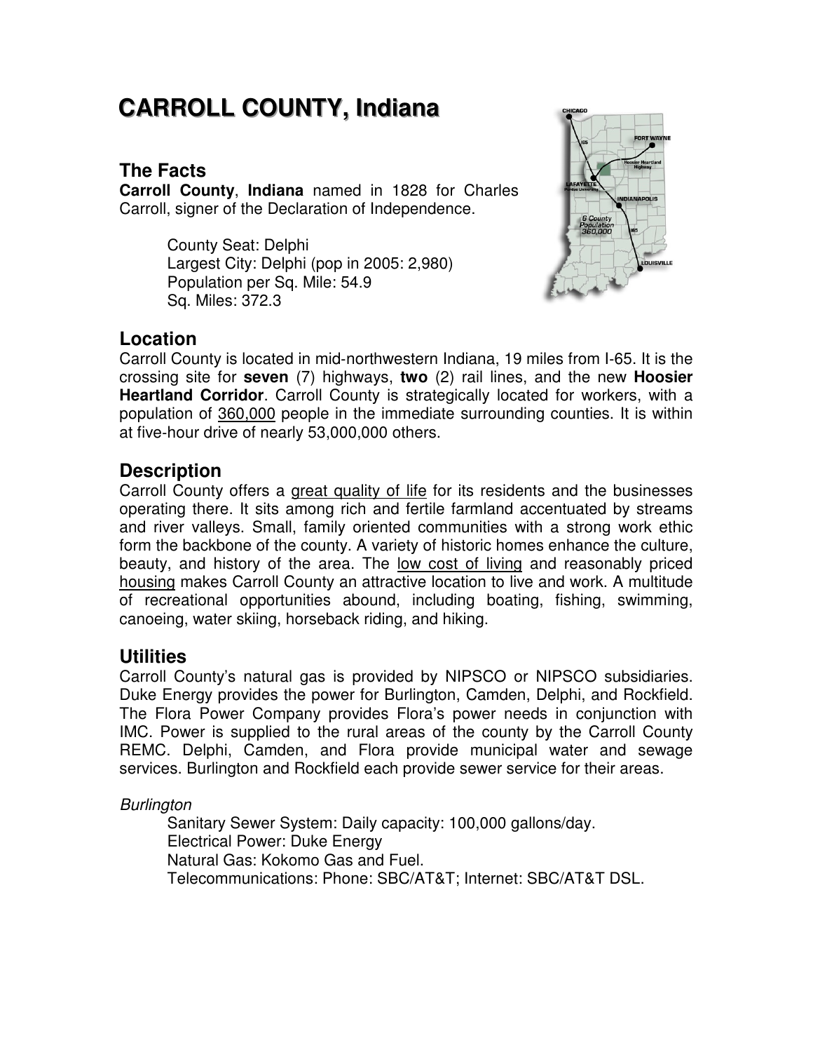# CARROLL COUNTY, Indiana

## The Facts

**Carroll County**, **Indiana** named in 1828 for Charles Carroll, signer of the Declaration of Independence.

County Seat: Delphi
Largest City: Delphi (pop in 2005: 2,980)
Population per Sq. Mile: 54.9
Sq. Miles: 372.3

## Location

Carroll County is located in mid-northwestern Indiana, 19 miles from I-65. It is the crossing site for **seven** (7) highways, **two** (2) rail lines, and the new **Hoosier Heartland Corridor**. Carroll County is strategically located for workers, with a population of 360,000 people in the immediate surrounding counties. It is within at five-hour drive of nearly 53,000,000 others.

## Description

Carroll County offers a great quality of life for its residents and the businesses operating there. It sits among rich and fertile farmland accentuated by streams and river valleys. Small, family oriented communities with a strong work ethic form the backbone of the county. A variety of historic homes enhance the culture, beauty, and history of the area. The low cost of living and reasonably priced housing makes Carroll County an attractive location to live and work. A multitude of recreational opportunities abound, including boating, fishing, swimming, canoeing, water skiing, horseback riding, and hiking.

## Utilities

Carroll County's natural gas is provided by NIPSCO or NIPSCO subsidiaries. Duke Energy provides the power for Burlington, Camden, Delphi, and Rockfield. The Flora Power Company provides Flora's power needs in conjunction with IMC. Power is supplied to the rural areas of the county by the Carroll County REMC. Delphi, Camden, and Flora provide municipal water and sewage services. Burlington and Rockfield each provide sewer service for their areas.

*Burlington*

Sanitary Sewer System: Daily capacity: 100,000 gallons/day.
Electrical Power: Duke Energy
Natural Gas: Kokomo Gas and Fuel.
Telecommunications: Phone: SBC/AT&T; Internet: SBC/AT&T DSL.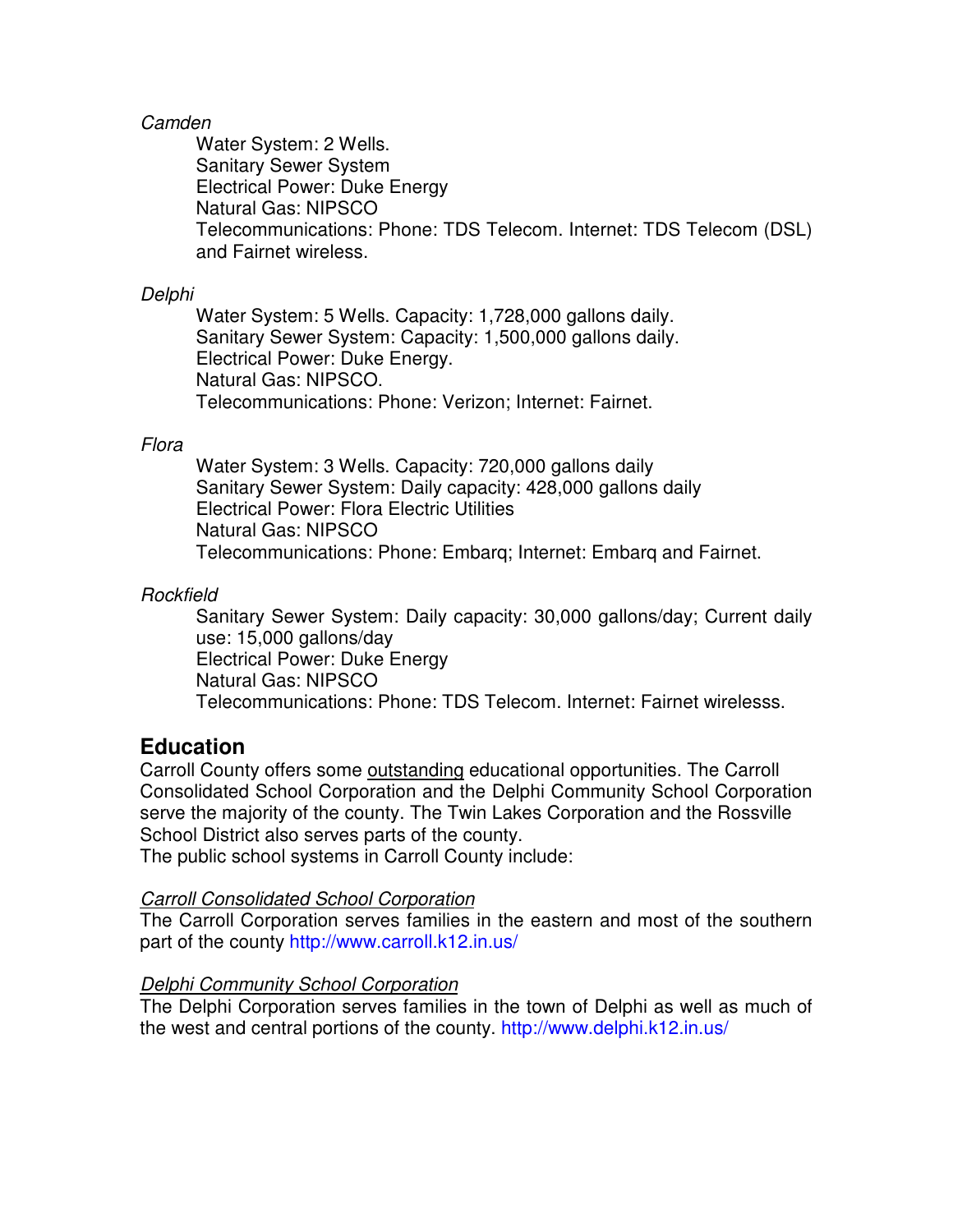*Camden*

Water System: 2 Wells.
Sanitary Sewer System
Electrical Power: Duke Energy
Natural Gas: NIPSCO
Telecommunications: Phone: TDS Telecom. Internet: TDS Telecom (DSL) and Fairnet wireless.

*Delphi*

Water System: 5 Wells. Capacity: 1,728,000 gallons daily.
Sanitary Sewer System: Capacity: 1,500,000 gallons daily.
Electrical Power: Duke Energy.
Natural Gas: NIPSCO.
Telecommunications: Phone: Verizon; Internet: Fairnet.

*Flora*

Water System: 3 Wells. Capacity: 720,000 gallons daily
Sanitary Sewer System: Daily capacity: 428,000 gallons daily
Electrical Power: Flora Electric Utilities
Natural Gas: NIPSCO
Telecommunications: Phone: Embarq; Internet: Embarq and Fairnet.

*Rockfield*

Sanitary Sewer System: Daily capacity: 30,000 gallons/day; Current daily use: 15,000 gallons/day
Electrical Power: Duke Energy
Natural Gas: NIPSCO
Telecommunications: Phone: TDS Telecom. Internet: Fairnet wirelesss.

## Education

Carroll County offers some outstanding educational opportunities. The Carroll Consolidated School Corporation and the Delphi Community School Corporation serve the majority of the county. The Twin Lakes Corporation and the Rossville School District also serves parts of the county.
The public school systems in Carroll County include:

*Carroll Consolidated School Corporation*

The Carroll Corporation serves families in the eastern and most of the southern part of the county http://www.carroll.k12.in.us/

*Delphi Community School Corporation*

The Delphi Corporation serves families in the town of Delphi as well as much of the west and central portions of the county. http://www.delphi.k12.in.us/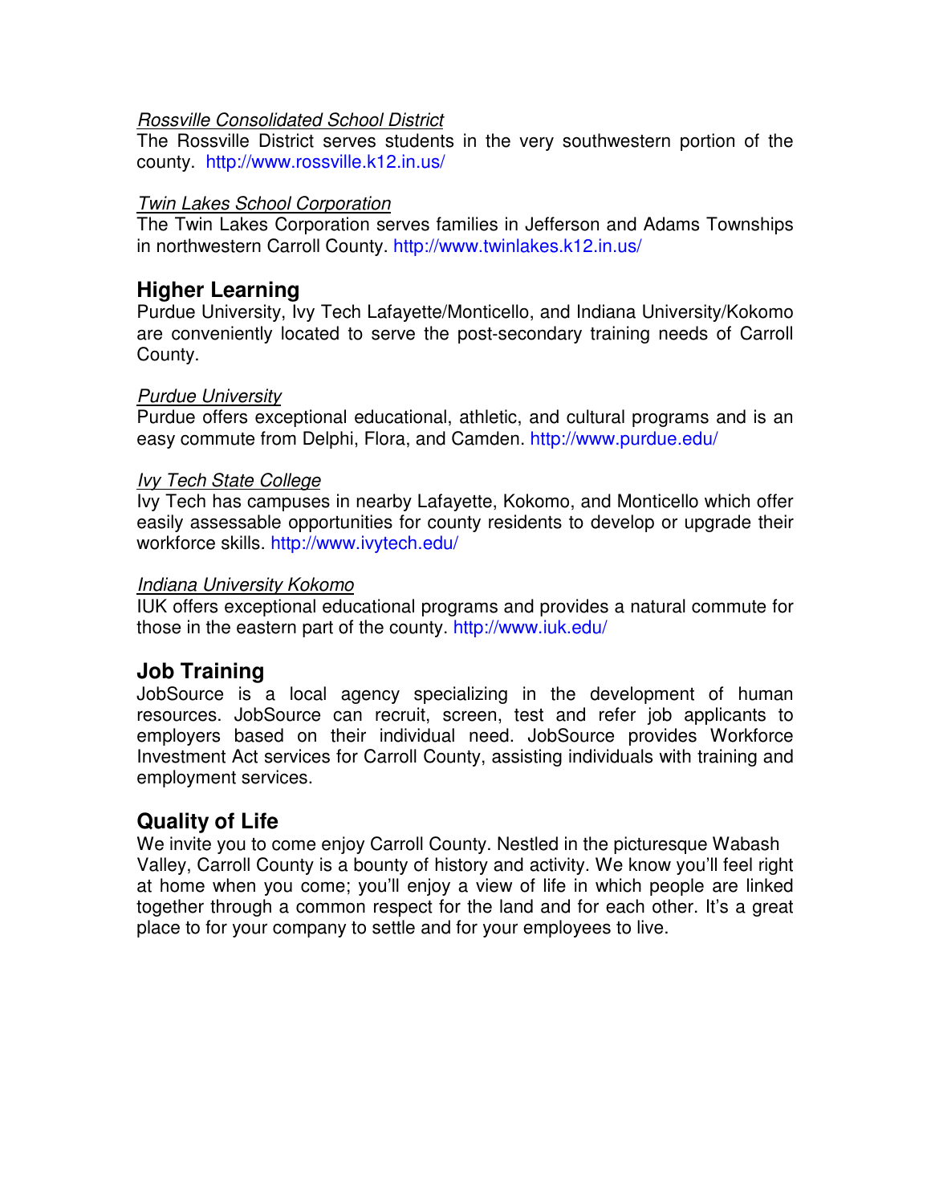*Rossville Consolidated School District*
The Rossville District serves students in the very southwestern portion of the county. http://www.rossville.k12.in.us/

*Twin Lakes School Corporation*
The Twin Lakes Corporation serves families in Jefferson and Adams Townships in northwestern Carroll County. http://www.twinlakes.k12.in.us/

## Higher Learning

Purdue University, Ivy Tech Lafayette/Monticello, and Indiana University/Kokomo are conveniently located to serve the post-secondary training needs of Carroll County.

*Purdue University*
Purdue offers exceptional educational, athletic, and cultural programs and is an easy commute from Delphi, Flora, and Camden. http://www.purdue.edu/

*Ivy Tech State College*
Ivy Tech has campuses in nearby Lafayette, Kokomo, and Monticello which offer easily assessable opportunities for county residents to develop or upgrade their workforce skills. http://www.ivytech.edu/

*Indiana University Kokomo*
IUK offers exceptional educational programs and provides a natural commute for those in the eastern part of the county. http://www.iuk.edu/

## Job Training

JobSource is a local agency specializing in the development of human resources. JobSource can recruit, screen, test and refer job applicants to employers based on their individual need. JobSource provides Workforce Investment Act services for Carroll County, assisting individuals with training and employment services.

## Quality of Life

We invite you to come enjoy Carroll County. Nestled in the picturesque Wabash Valley, Carroll County is a bounty of history and activity. We know you'll feel right at home when you come; you'll enjoy a view of life in which people are linked together through a common respect for the land and for each other. It's a great place to for your company to settle and for your employees to live.